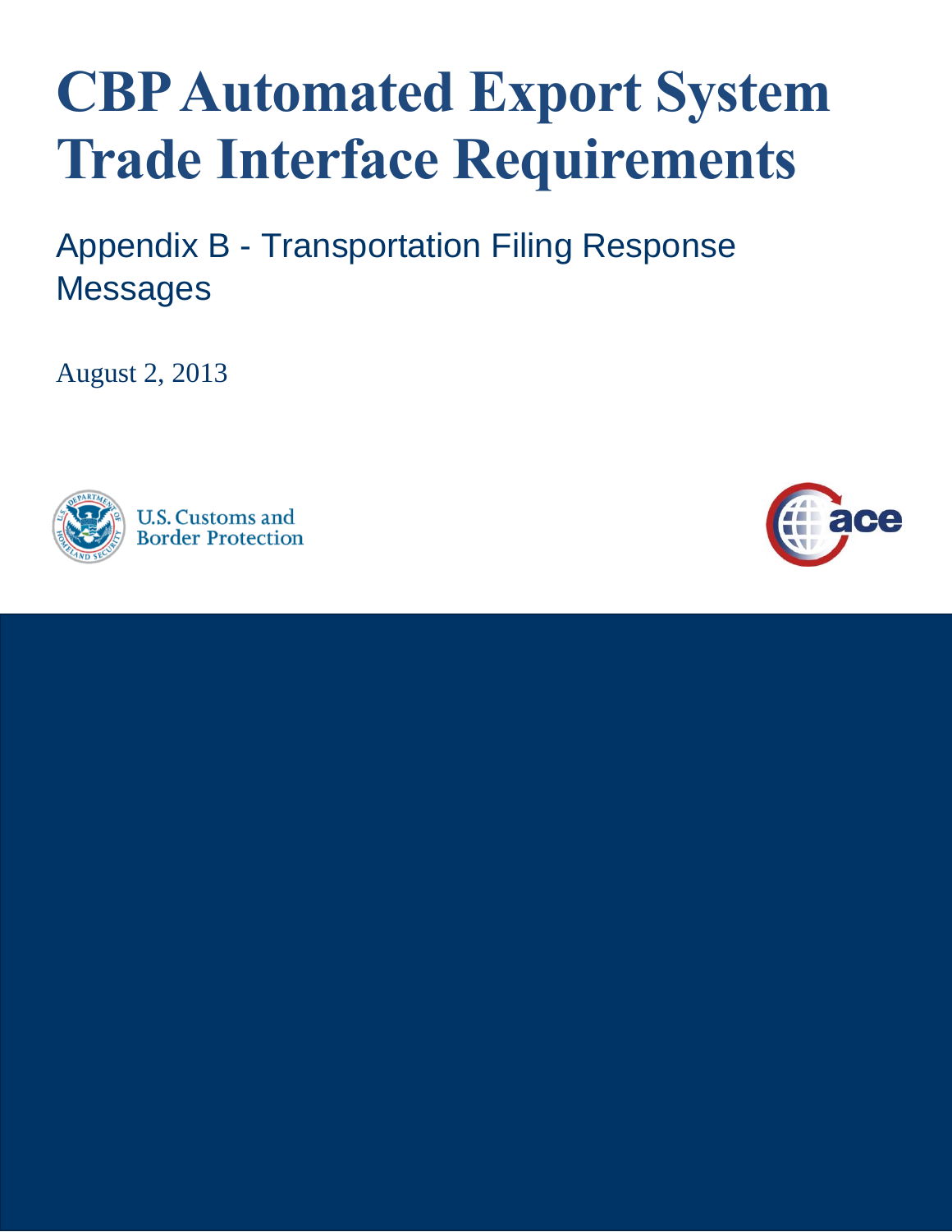# CBP Automated Export System Trade Interface Requirements

## Appendix B - Transportation Filing Response Messages

August 2, 2013

U.S. Customs and Border Protection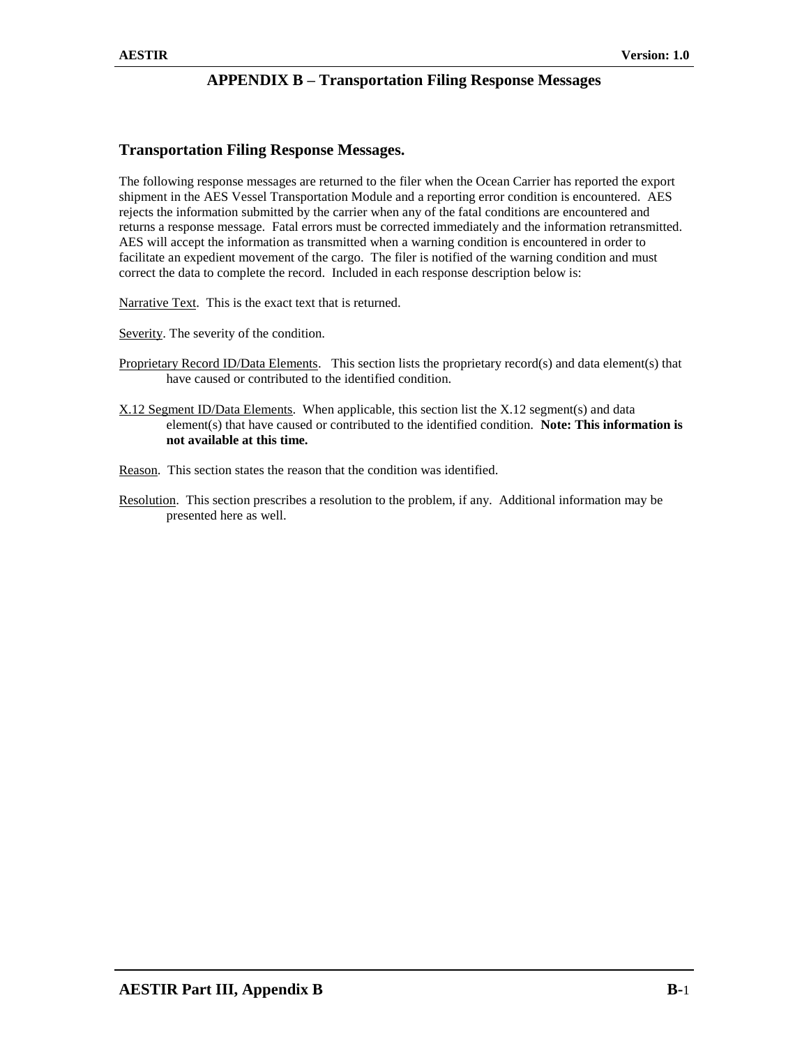# APPENDIX B – Transportation Filing Response Messages

## Transportation Filing Response Messages.

The following response messages are returned to the filer when the Ocean Carrier has reported the export shipment in the AES Vessel Transportation Module and a reporting error condition is encountered. AES rejects the information submitted by the carrier when any of the fatal conditions are encountered and returns a response message. Fatal errors must be corrected immediately and the information retransmitted. AES will accept the information as transmitted when a warning condition is encountered in order to facilitate an expedient movement of the cargo. The filer is notified of the warning condition and must correct the data to complete the record. Included in each response description below is:

Narrative Text. This is the exact text that is returned.

Severity. The severity of the condition.

Proprietary Record ID/Data Elements. This section lists the proprietary record(s) and data element(s) that have caused or contributed to the identified condition.

X.12 Segment ID/Data Elements. When applicable, this section list the X.12 segment(s) and data element(s) that have caused or contributed to the identified condition. **Note: This information is not available at this time.**

Reason. This section states the reason that the condition was identified.

Resolution. This section prescribes a resolution to the problem, if any. Additional information may be presented here as well.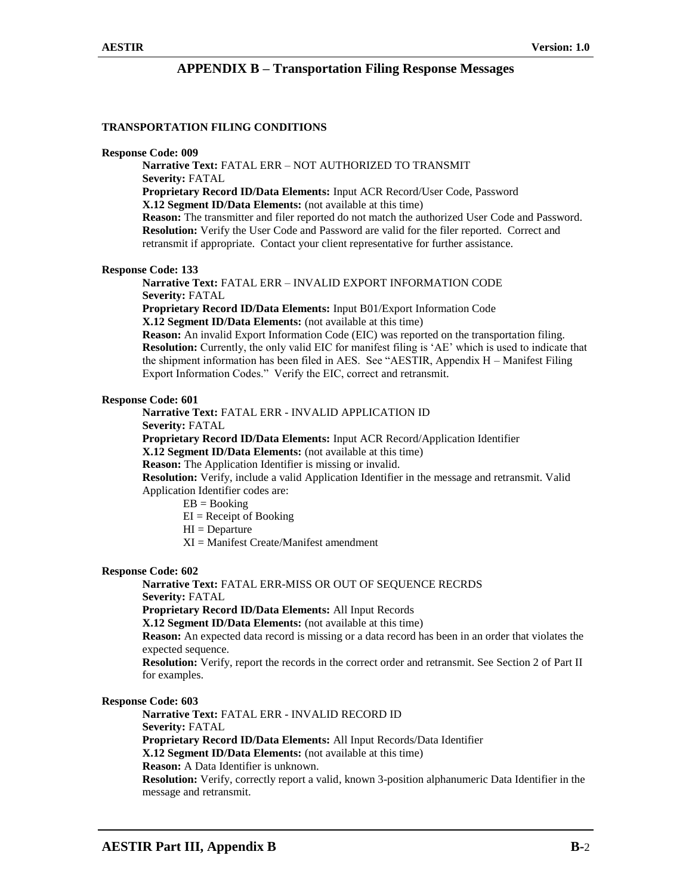# APPENDIX B – Transportation Filing Response Messages

### TRANSPORTATION FILING CONDITIONS

**Response Code: 009**

**Narrative Text:** FATAL ERR – NOT AUTHORIZED TO TRANSMIT
**Severity:** FATAL
**Proprietary Record ID/Data Elements:** Input ACR Record/User Code, Password
**X.12 Segment ID/Data Elements:** (not available at this time)
**Reason:** The transmitter and filer reported do not match the authorized User Code and Password.
**Resolution:** Verify the User Code and Password are valid for the filer reported. Correct and retransmit if appropriate. Contact your client representative for further assistance.

**Response Code: 133**

**Narrative Text:** FATAL ERR – INVALID EXPORT INFORMATION CODE
**Severity:** FATAL
**Proprietary Record ID/Data Elements:** Input B01/Export Information Code
**X.12 Segment ID/Data Elements:** (not available at this time)
**Reason:** An invalid Export Information Code (EIC) was reported on the transportation filing.
**Resolution:** Currently, the only valid EIC for manifest filing is 'AE' which is used to indicate that the shipment information has been filed in AES. See "AESTIR, Appendix H – Manifest Filing Export Information Codes." Verify the EIC, correct and retransmit.

**Response Code: 601**

**Narrative Text:** FATAL ERR - INVALID APPLICATION ID
**Severity:** FATAL
**Proprietary Record ID/Data Elements:** Input ACR Record/Application Identifier
**X.12 Segment ID/Data Elements:** (not available at this time)
**Reason:** The Application Identifier is missing or invalid.
**Resolution:** Verify, include a valid Application Identifier in the message and retransmit. Valid Application Identifier codes are:

- EB = Booking
- EI = Receipt of Booking
- HI = Departure
- XI = Manifest Create/Manifest amendment

**Response Code: 602**

**Narrative Text:** FATAL ERR-MISS OR OUT OF SEQUENCE RECRDS
**Severity:** FATAL
**Proprietary Record ID/Data Elements:** All Input Records
**X.12 Segment ID/Data Elements:** (not available at this time)
**Reason:** An expected data record is missing or a data record has been in an order that violates the expected sequence.
**Resolution:** Verify, report the records in the correct order and retransmit. See Section 2 of Part II for examples.

**Response Code: 603**

**Narrative Text:** FATAL ERR - INVALID RECORD ID
**Severity:** FATAL
**Proprietary Record ID/Data Elements:** All Input Records/Data Identifier
**X.12 Segment ID/Data Elements:** (not available at this time)
**Reason:** A Data Identifier is unknown.
**Resolution:** Verify, correctly report a valid, known 3-position alphanumeric Data Identifier in the message and retransmit.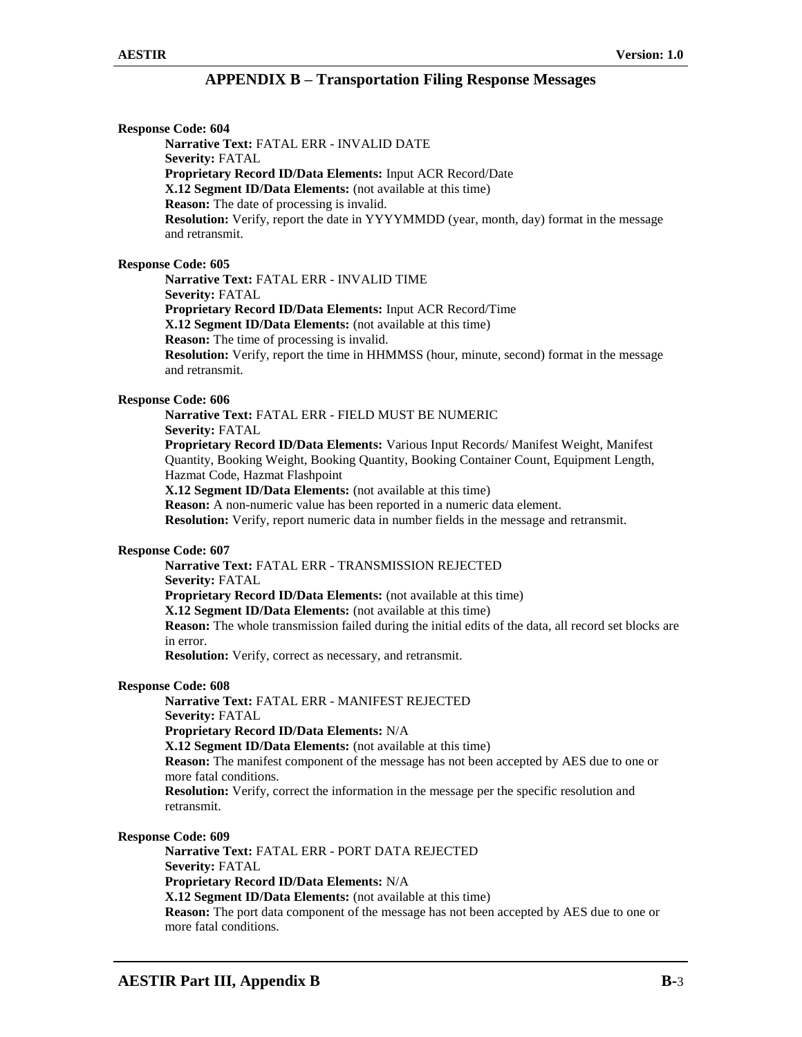## APPENDIX B – Transportation Filing Response Messages

**Response Code: 604**

**Narrative Text:** FATAL ERR - INVALID DATE
**Severity:** FATAL
**Proprietary Record ID/Data Elements:** Input ACR Record/Date
**X.12 Segment ID/Data Elements:** (not available at this time)
**Reason:** The date of processing is invalid.
**Resolution:** Verify, report the date in YYYYMMDD (year, month, day) format in the message and retransmit.

**Response Code: 605**

**Narrative Text:** FATAL ERR - INVALID TIME
**Severity:** FATAL
**Proprietary Record ID/Data Elements:** Input ACR Record/Time
**X.12 Segment ID/Data Elements:** (not available at this time)
**Reason:** The time of processing is invalid.
**Resolution:** Verify, report the time in HHMMSS (hour, minute, second) format in the message and retransmit.

**Response Code: 606**

**Narrative Text:** FATAL ERR - FIELD MUST BE NUMERIC
**Severity:** FATAL
**Proprietary Record ID/Data Elements:** Various Input Records/ Manifest Weight, Manifest Quantity, Booking Weight, Booking Quantity, Booking Container Count, Equipment Length, Hazmat Code, Hazmat Flashpoint
**X.12 Segment ID/Data Elements:** (not available at this time)
**Reason:** A non-numeric value has been reported in a numeric data element.
**Resolution:** Verify, report numeric data in number fields in the message and retransmit.

**Response Code: 607**

**Narrative Text:** FATAL ERR - TRANSMISSION REJECTED
**Severity:** FATAL
**Proprietary Record ID/Data Elements:** (not available at this time)
**X.12 Segment ID/Data Elements:** (not available at this time)
**Reason:** The whole transmission failed during the initial edits of the data, all record set blocks are in error.
**Resolution:** Verify, correct as necessary, and retransmit.

**Response Code: 608**

**Narrative Text:** FATAL ERR - MANIFEST REJECTED
**Severity:** FATAL
**Proprietary Record ID/Data Elements:** N/A
**X.12 Segment ID/Data Elements:** (not available at this time)
**Reason:** The manifest component of the message has not been accepted by AES due to one or more fatal conditions.
**Resolution:** Verify, correct the information in the message per the specific resolution and retransmit.

**Response Code: 609**

**Narrative Text:** FATAL ERR - PORT DATA REJECTED
**Severity:** FATAL
**Proprietary Record ID/Data Elements:** N/A
**X.12 Segment ID/Data Elements:** (not available at this time)
**Reason:** The port data component of the message has not been accepted by AES due to one or more fatal conditions.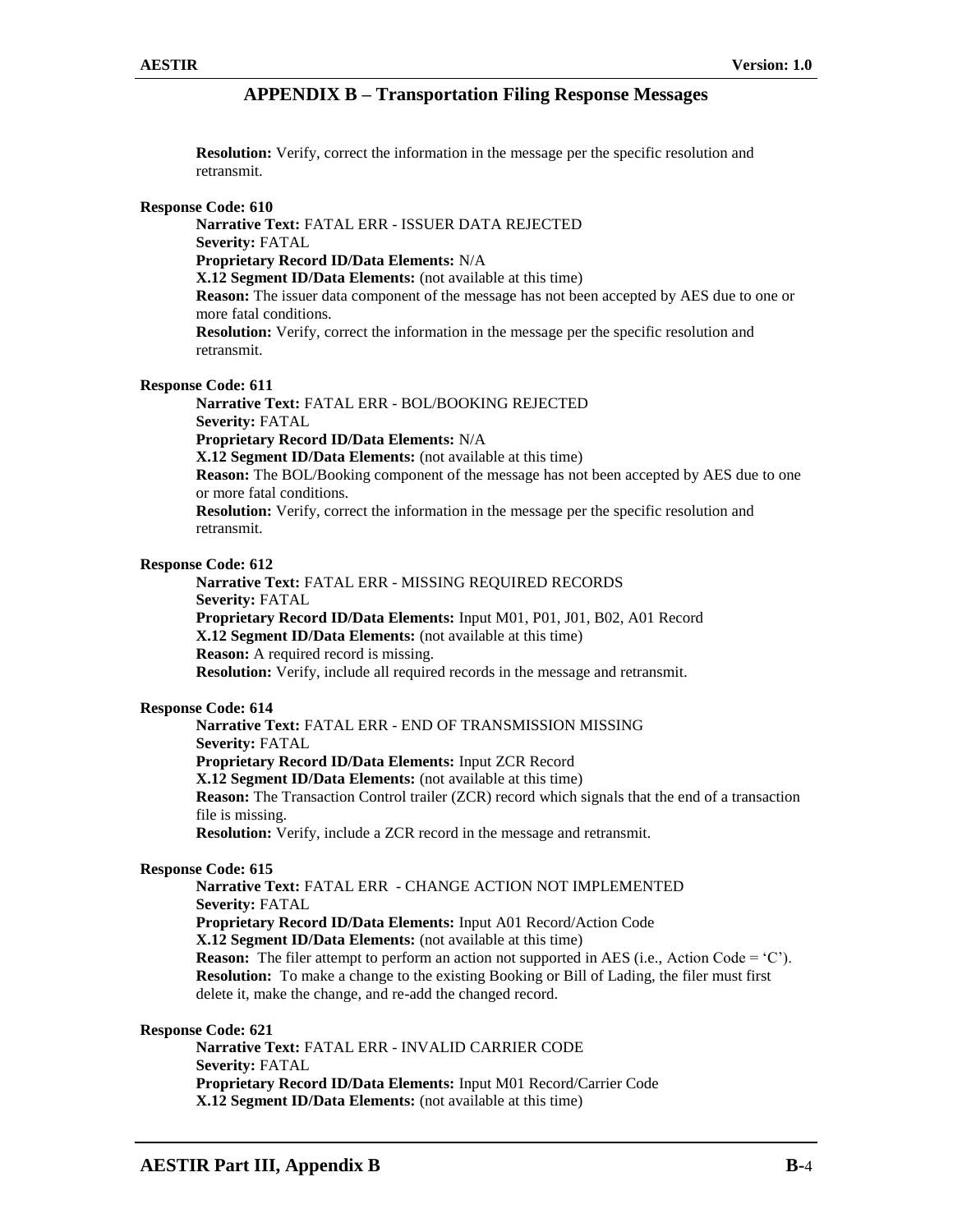## APPENDIX B – Transportation Filing Response Messages

**Resolution:** Verify, correct the information in the message per the specific resolution and retransmit.

**Response Code: 610**

**Narrative Text:** FATAL ERR - ISSUER DATA REJECTED
**Severity:** FATAL
**Proprietary Record ID/Data Elements:** N/A
**X.12 Segment ID/Data Elements:** (not available at this time)
**Reason:** The issuer data component of the message has not been accepted by AES due to one or more fatal conditions.
**Resolution:** Verify, correct the information in the message per the specific resolution and retransmit.

**Response Code: 611**

**Narrative Text:** FATAL ERR - BOL/BOOKING REJECTED
**Severity:** FATAL
**Proprietary Record ID/Data Elements:** N/A
**X.12 Segment ID/Data Elements:** (not available at this time)
**Reason:** The BOL/Booking component of the message has not been accepted by AES due to one or more fatal conditions.
**Resolution:** Verify, correct the information in the message per the specific resolution and retransmit.

**Response Code: 612**

**Narrative Text:** FATAL ERR - MISSING REQUIRED RECORDS
**Severity:** FATAL
**Proprietary Record ID/Data Elements:** Input M01, P01, J01, B02, A01 Record
**X.12 Segment ID/Data Elements:** (not available at this time)
**Reason:** A required record is missing.
**Resolution:** Verify, include all required records in the message and retransmit.

**Response Code: 614**

**Narrative Text:** FATAL ERR - END OF TRANSMISSION MISSING
**Severity:** FATAL
**Proprietary Record ID/Data Elements:** Input ZCR Record
**X.12 Segment ID/Data Elements:** (not available at this time)
**Reason:** The Transaction Control trailer (ZCR) record which signals that the end of a transaction file is missing.
**Resolution:** Verify, include a ZCR record in the message and retransmit.

**Response Code: 615**

**Narrative Text:** FATAL ERR - CHANGE ACTION NOT IMPLEMENTED
**Severity:** FATAL
**Proprietary Record ID/Data Elements:** Input A01 Record/Action Code
**X.12 Segment ID/Data Elements:** (not available at this time)
**Reason:** The filer attempt to perform an action not supported in AES (i.e., Action Code = 'C').
**Resolution:** To make a change to the existing Booking or Bill of Lading, the filer must first delete it, make the change, and re-add the changed record.

**Response Code: 621**

**Narrative Text:** FATAL ERR - INVALID CARRIER CODE
**Severity:** FATAL
**Proprietary Record ID/Data Elements:** Input M01 Record/Carrier Code
**X.12 Segment ID/Data Elements:** (not available at this time)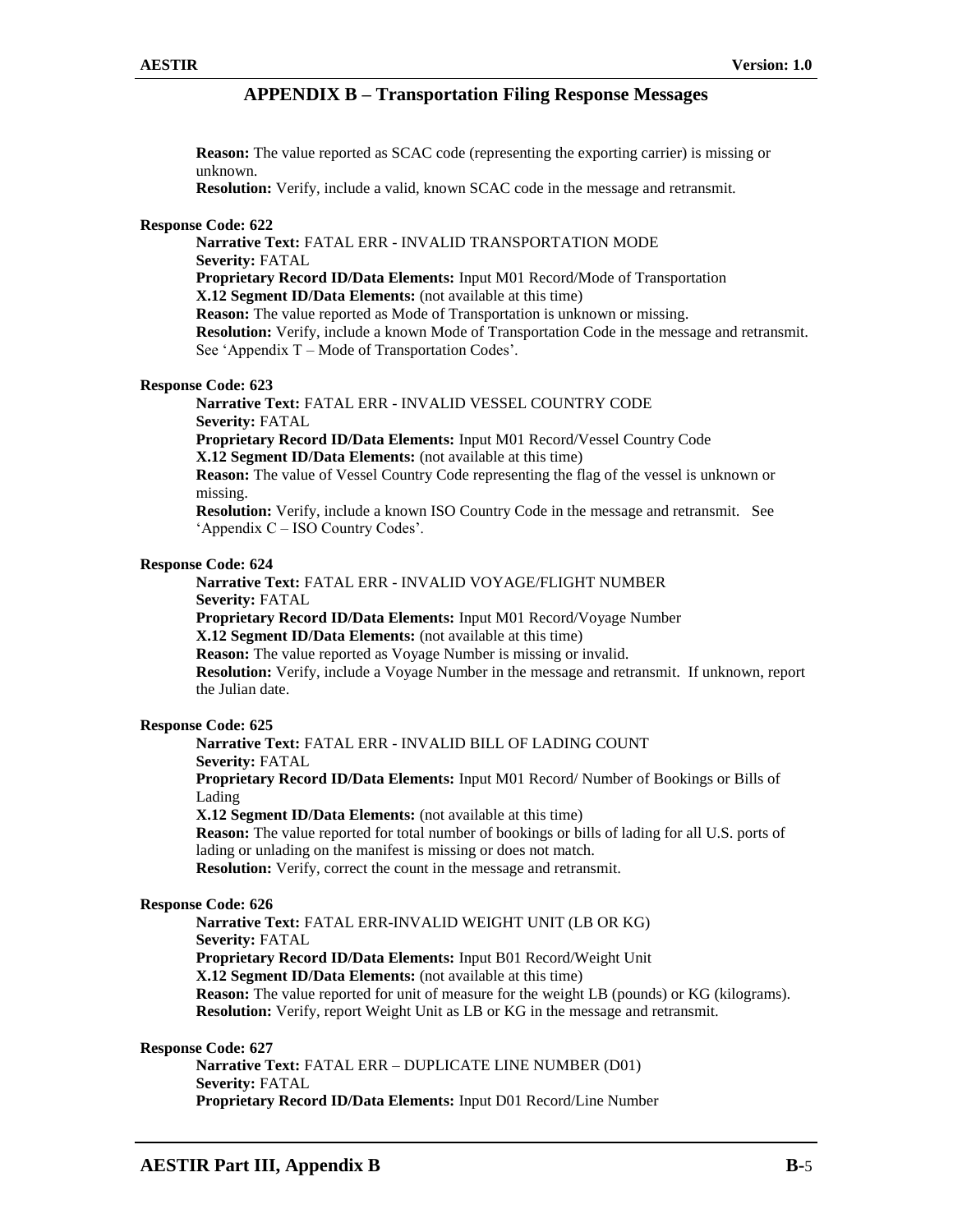**Reason:** The value reported as SCAC code (representing the exporting carrier) is missing or unknown.
**Resolution:** Verify, include a valid, known SCAC code in the message and retransmit.

**Response Code: 622**

**Narrative Text:** FATAL ERR - INVALID TRANSPORTATION MODE
**Severity:** FATAL
**Proprietary Record ID/Data Elements:** Input M01 Record/Mode of Transportation
**X.12 Segment ID/Data Elements:** (not available at this time)
**Reason:** The value reported as Mode of Transportation is unknown or missing.
**Resolution:** Verify, include a known Mode of Transportation Code in the message and retransmit. See 'Appendix T – Mode of Transportation Codes'.

**Response Code: 623**

**Narrative Text:** FATAL ERR - INVALID VESSEL COUNTRY CODE
**Severity:** FATAL
**Proprietary Record ID/Data Elements:** Input M01 Record/Vessel Country Code
**X.12 Segment ID/Data Elements:** (not available at this time)
**Reason:** The value of Vessel Country Code representing the flag of the vessel is unknown or missing.
**Resolution:** Verify, include a known ISO Country Code in the message and retransmit. See 'Appendix C – ISO Country Codes'.

**Response Code: 624**

**Narrative Text:** FATAL ERR - INVALID VOYAGE/FLIGHT NUMBER
**Severity:** FATAL
**Proprietary Record ID/Data Elements:** Input M01 Record/Voyage Number
**X.12 Segment ID/Data Elements:** (not available at this time)
**Reason:** The value reported as Voyage Number is missing or invalid.
**Resolution:** Verify, include a Voyage Number in the message and retransmit. If unknown, report the Julian date.

**Response Code: 625**

**Narrative Text:** FATAL ERR - INVALID BILL OF LADING COUNT
**Severity:** FATAL
**Proprietary Record ID/Data Elements:** Input M01 Record/ Number of Bookings or Bills of Lading
**X.12 Segment ID/Data Elements:** (not available at this time)
**Reason:** The value reported for total number of bookings or bills of lading for all U.S. ports of lading or unlading on the manifest is missing or does not match.
**Resolution:** Verify, correct the count in the message and retransmit.

**Response Code: 626**

**Narrative Text:** FATAL ERR-INVALID WEIGHT UNIT (LB OR KG)
**Severity:** FATAL
**Proprietary Record ID/Data Elements:** Input B01 Record/Weight Unit
**X.12 Segment ID/Data Elements:** (not available at this time)
**Reason:** The value reported for unit of measure for the weight LB (pounds) or KG (kilograms).
**Resolution:** Verify, report Weight Unit as LB or KG in the message and retransmit.

**Response Code: 627**

**Narrative Text:** FATAL ERR – DUPLICATE LINE NUMBER (D01)
**Severity:** FATAL
**Proprietary Record ID/Data Elements:** Input D01 Record/Line Number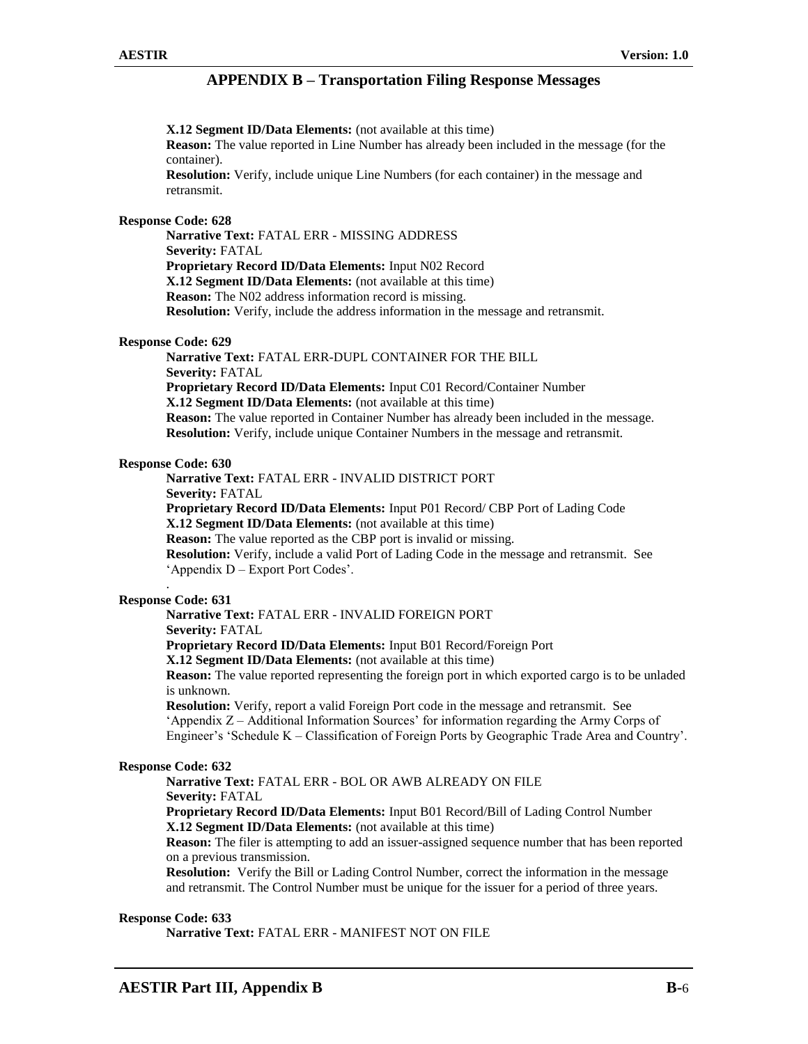## APPENDIX B – Transportation Filing Response Messages

**X.12 Segment ID/Data Elements:** (not available at this time)
**Reason:** The value reported in Line Number has already been included in the message (for the container).
**Resolution:** Verify, include unique Line Numbers (for each container) in the message and retransmit.

**Response Code: 628**

**Narrative Text:** FATAL ERR - MISSING ADDRESS
**Severity:** FATAL
**Proprietary Record ID/Data Elements:** Input N02 Record
**X.12 Segment ID/Data Elements:** (not available at this time)
**Reason:** The N02 address information record is missing.
**Resolution:** Verify, include the address information in the message and retransmit.

**Response Code: 629**

**Narrative Text:** FATAL ERR-DUPL CONTAINER FOR THE BILL
**Severity:** FATAL
**Proprietary Record ID/Data Elements:** Input C01 Record/Container Number
**X.12 Segment ID/Data Elements:** (not available at this time)
**Reason:** The value reported in Container Number has already been included in the message.
**Resolution:** Verify, include unique Container Numbers in the message and retransmit.

**Response Code: 630**

**Narrative Text:** FATAL ERR - INVALID DISTRICT PORT
**Severity:** FATAL
**Proprietary Record ID/Data Elements:** Input P01 Record/ CBP Port of Lading Code
**X.12 Segment ID/Data Elements:** (not available at this time)
**Reason:** The value reported as the CBP port is invalid or missing.
**Resolution:** Verify, include a valid Port of Lading Code in the message and retransmit. See 'Appendix D – Export Port Codes'.

**Response Code: 631**

**Narrative Text:** FATAL ERR - INVALID FOREIGN PORT
**Severity:** FATAL
**Proprietary Record ID/Data Elements:** Input B01 Record/Foreign Port
**X.12 Segment ID/Data Elements:** (not available at this time)
**Reason:** The value reported representing the foreign port in which exported cargo is to be unladed is unknown.
**Resolution:** Verify, report a valid Foreign Port code in the message and retransmit. See 'Appendix Z – Additional Information Sources' for information regarding the Army Corps of Engineer's 'Schedule K – Classification of Foreign Ports by Geographic Trade Area and Country'.

**Response Code: 632**

**Narrative Text:** FATAL ERR - BOL OR AWB ALREADY ON FILE
**Severity:** FATAL
**Proprietary Record ID/Data Elements:** Input B01 Record/Bill of Lading Control Number
**X.12 Segment ID/Data Elements:** (not available at this time)
**Reason:** The filer is attempting to add an issuer-assigned sequence number that has been reported on a previous transmission.
**Resolution:** Verify the Bill or Lading Control Number, correct the information in the message and retransmit. The Control Number must be unique for the issuer for a period of three years.

**Response Code: 633**

**Narrative Text:** FATAL ERR - MANIFEST NOT ON FILE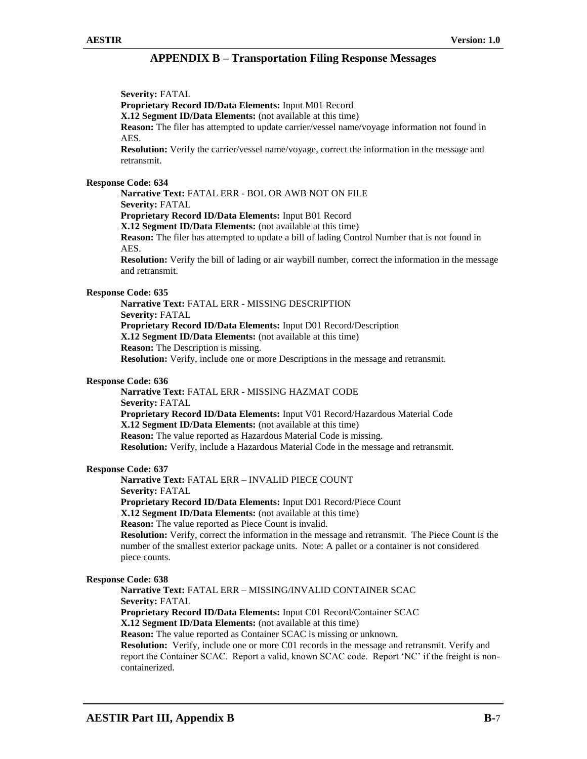## APPENDIX B – Transportation Filing Response Messages

**Severity:** FATAL
**Proprietary Record ID/Data Elements:** Input M01 Record
**X.12 Segment ID/Data Elements:** (not available at this time)
**Reason:** The filer has attempted to update carrier/vessel name/voyage information not found in AES.
**Resolution:** Verify the carrier/vessel name/voyage, correct the information in the message and retransmit.

**Response Code: 634**

**Narrative Text:** FATAL ERR - BOL OR AWB NOT ON FILE
**Severity:** FATAL
**Proprietary Record ID/Data Elements:** Input B01 Record
**X.12 Segment ID/Data Elements:** (not available at this time)
**Reason:** The filer has attempted to update a bill of lading Control Number that is not found in AES.
**Resolution:** Verify the bill of lading or air waybill number, correct the information in the message and retransmit.

**Response Code: 635**

**Narrative Text:** FATAL ERR - MISSING DESCRIPTION
**Severity:** FATAL
**Proprietary Record ID/Data Elements:** Input D01 Record/Description
**X.12 Segment ID/Data Elements:** (not available at this time)
**Reason:** The Description is missing.
**Resolution:** Verify, include one or more Descriptions in the message and retransmit.

**Response Code: 636**

**Narrative Text:** FATAL ERR - MISSING HAZMAT CODE
**Severity:** FATAL
**Proprietary Record ID/Data Elements:** Input V01 Record/Hazardous Material Code
**X.12 Segment ID/Data Elements:** (not available at this time)
**Reason:** The value reported as Hazardous Material Code is missing.
**Resolution:** Verify, include a Hazardous Material Code in the message and retransmit.

**Response Code: 637**

**Narrative Text:** FATAL ERR – INVALID PIECE COUNT
**Severity:** FATAL
**Proprietary Record ID/Data Elements:** Input D01 Record/Piece Count
**X.12 Segment ID/Data Elements:** (not available at this time)
**Reason:** The value reported as Piece Count is invalid.
**Resolution:** Verify, correct the information in the message and retransmit. The Piece Count is the number of the smallest exterior package units. Note: A pallet or a container is not considered piece counts.

**Response Code: 638**

**Narrative Text:** FATAL ERR – MISSING/INVALID CONTAINER SCAC
**Severity:** FATAL
**Proprietary Record ID/Data Elements:** Input C01 Record/Container SCAC
**X.12 Segment ID/Data Elements:** (not available at this time)
**Reason:** The value reported as Container SCAC is missing or unknown.
**Resolution:** Verify, include one or more C01 records in the message and retransmit. Verify and report the Container SCAC. Report a valid, known SCAC code. Report 'NC' if the freight is non-containerized.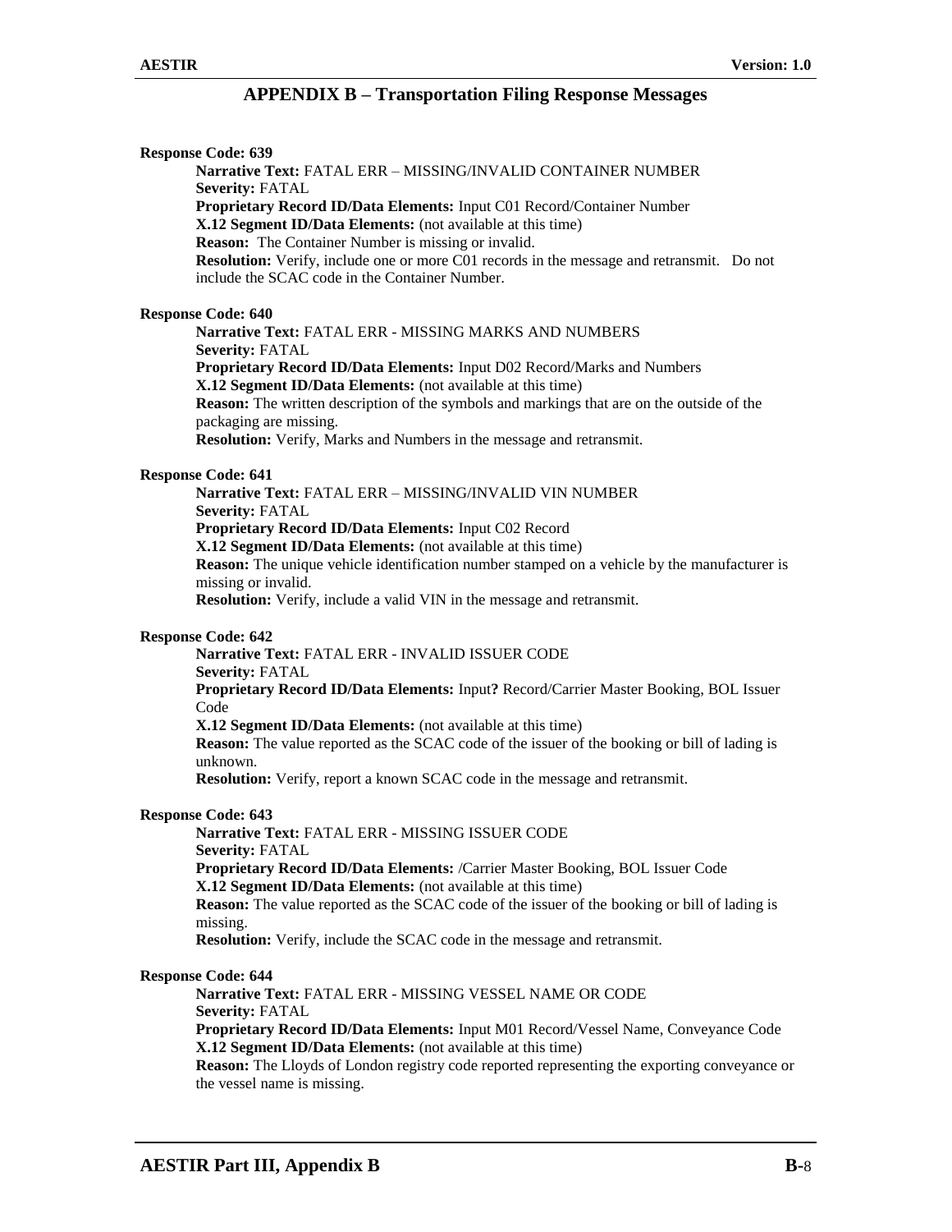## APPENDIX B – Transportation Filing Response Messages

**Response Code: 639**

**Narrative Text:** FATAL ERR – MISSING/INVALID CONTAINER NUMBER
**Severity:** FATAL
**Proprietary Record ID/Data Elements:** Input C01 Record/Container Number
**X.12 Segment ID/Data Elements:** (not available at this time)
**Reason:** The Container Number is missing or invalid.
**Resolution:** Verify, include one or more C01 records in the message and retransmit. Do not include the SCAC code in the Container Number.

**Response Code: 640**

**Narrative Text:** FATAL ERR - MISSING MARKS AND NUMBERS
**Severity:** FATAL
**Proprietary Record ID/Data Elements:** Input D02 Record/Marks and Numbers
**X.12 Segment ID/Data Elements:** (not available at this time)
**Reason:** The written description of the symbols and markings that are on the outside of the packaging are missing.
**Resolution:** Verify, Marks and Numbers in the message and retransmit.

**Response Code: 641**

**Narrative Text:** FATAL ERR – MISSING/INVALID VIN NUMBER
**Severity:** FATAL
**Proprietary Record ID/Data Elements:** Input C02 Record
**X.12 Segment ID/Data Elements:** (not available at this time)
**Reason:** The unique vehicle identification number stamped on a vehicle by the manufacturer is missing or invalid.
**Resolution:** Verify, include a valid VIN in the message and retransmit.

**Response Code: 642**

**Narrative Text:** FATAL ERR - INVALID ISSUER CODE
**Severity:** FATAL
**Proprietary Record ID/Data Elements:** Input**?** Record/Carrier Master Booking, BOL Issuer Code
**X.12 Segment ID/Data Elements:** (not available at this time)
**Reason:** The value reported as the SCAC code of the issuer of the booking or bill of lading is unknown.
**Resolution:** Verify, report a known SCAC code in the message and retransmit.

**Response Code: 643**

**Narrative Text:** FATAL ERR - MISSING ISSUER CODE
**Severity:** FATAL
**Proprietary Record ID/Data Elements:** /Carrier Master Booking, BOL Issuer Code
**X.12 Segment ID/Data Elements:** (not available at this time)
**Reason:** The value reported as the SCAC code of the issuer of the booking or bill of lading is missing.
**Resolution:** Verify, include the SCAC code in the message and retransmit.

**Response Code: 644**

**Narrative Text:** FATAL ERR - MISSING VESSEL NAME OR CODE
**Severity:** FATAL
**Proprietary Record ID/Data Elements:** Input M01 Record/Vessel Name, Conveyance Code
**X.12 Segment ID/Data Elements:** (not available at this time)
**Reason:** The Lloyds of London registry code reported representing the exporting conveyance or the vessel name is missing.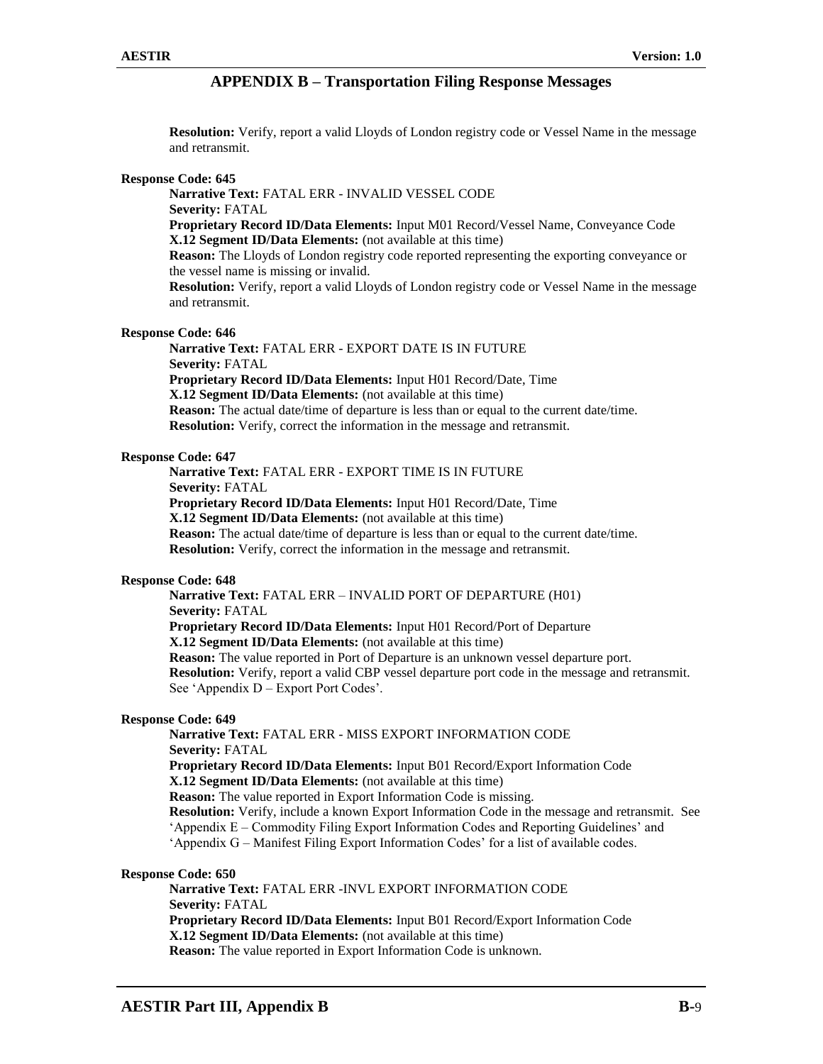## APPENDIX B – Transportation Filing Response Messages

**Resolution:** Verify, report a valid Lloyds of London registry code or Vessel Name in the message and retransmit.

**Response Code: 645**

**Narrative Text:** FATAL ERR - INVALID VESSEL CODE
**Severity:** FATAL
**Proprietary Record ID/Data Elements:** Input M01 Record/Vessel Name, Conveyance Code
**X.12 Segment ID/Data Elements:** (not available at this time)
**Reason:** The Lloyds of London registry code reported representing the exporting conveyance or the vessel name is missing or invalid.
**Resolution:** Verify, report a valid Lloyds of London registry code or Vessel Name in the message and retransmit.

**Response Code: 646**

**Narrative Text:** FATAL ERR - EXPORT DATE IS IN FUTURE
**Severity:** FATAL
**Proprietary Record ID/Data Elements:** Input H01 Record/Date, Time
**X.12 Segment ID/Data Elements:** (not available at this time)
**Reason:** The actual date/time of departure is less than or equal to the current date/time.
**Resolution:** Verify, correct the information in the message and retransmit.

**Response Code: 647**

**Narrative Text:** FATAL ERR - EXPORT TIME IS IN FUTURE
**Severity:** FATAL
**Proprietary Record ID/Data Elements:** Input H01 Record/Date, Time
**X.12 Segment ID/Data Elements:** (not available at this time)
**Reason:** The actual date/time of departure is less than or equal to the current date/time.
**Resolution:** Verify, correct the information in the message and retransmit.

**Response Code: 648**

**Narrative Text:** FATAL ERR – INVALID PORT OF DEPARTURE (H01)
**Severity:** FATAL
**Proprietary Record ID/Data Elements:** Input H01 Record/Port of Departure
**X.12 Segment ID/Data Elements:** (not available at this time)
**Reason:** The value reported in Port of Departure is an unknown vessel departure port.
**Resolution:** Verify, report a valid CBP vessel departure port code in the message and retransmit. See 'Appendix D – Export Port Codes'.

**Response Code: 649**

**Narrative Text:** FATAL ERR - MISS EXPORT INFORMATION CODE
**Severity:** FATAL
**Proprietary Record ID/Data Elements:** Input B01 Record/Export Information Code
**X.12 Segment ID/Data Elements:** (not available at this time)
**Reason:** The value reported in Export Information Code is missing.
**Resolution:** Verify, include a known Export Information Code in the message and retransmit. See 'Appendix E – Commodity Filing Export Information Codes and Reporting Guidelines' and 'Appendix G – Manifest Filing Export Information Codes' for a list of available codes.

**Response Code: 650**

**Narrative Text:** FATAL ERR -INVL EXPORT INFORMATION CODE
**Severity:** FATAL
**Proprietary Record ID/Data Elements:** Input B01 Record/Export Information Code
**X.12 Segment ID/Data Elements:** (not available at this time)
**Reason:** The value reported in Export Information Code is unknown.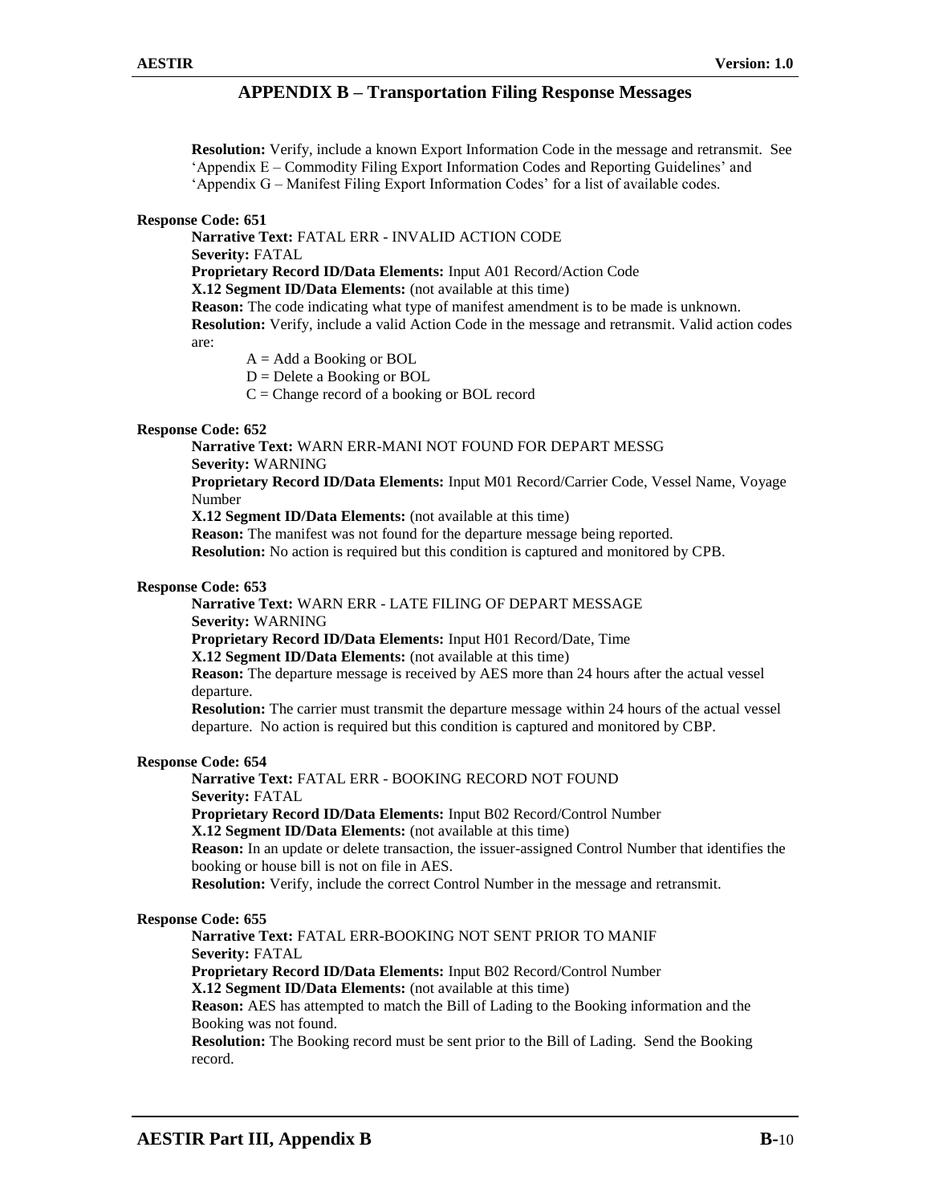## APPENDIX B – Transportation Filing Response Messages

**Resolution:** Verify, include a known Export Information Code in the message and retransmit. See 'Appendix E – Commodity Filing Export Information Codes and Reporting Guidelines' and 'Appendix G – Manifest Filing Export Information Codes' for a list of available codes.

**Response Code: 651**

**Narrative Text:** FATAL ERR - INVALID ACTION CODE
**Severity:** FATAL
**Proprietary Record ID/Data Elements:** Input A01 Record/Action Code
**X.12 Segment ID/Data Elements:** (not available at this time)
**Reason:** The code indicating what type of manifest amendment is to be made is unknown.
**Resolution:** Verify, include a valid Action Code in the message and retransmit. Valid action codes are:

A = Add a Booking or BOL
D = Delete a Booking or BOL
C = Change record of a booking or BOL record

**Response Code: 652**

**Narrative Text:** WARN ERR-MANI NOT FOUND FOR DEPART MESSG
**Severity:** WARNING
**Proprietary Record ID/Data Elements:** Input M01 Record/Carrier Code, Vessel Name, Voyage Number
**X.12 Segment ID/Data Elements:** (not available at this time)
**Reason:** The manifest was not found for the departure message being reported.
**Resolution:** No action is required but this condition is captured and monitored by CPB.

**Response Code: 653**

**Narrative Text:** WARN ERR - LATE FILING OF DEPART MESSAGE
**Severity:** WARNING
**Proprietary Record ID/Data Elements:** Input H01 Record/Date, Time
**X.12 Segment ID/Data Elements:** (not available at this time)
**Reason:** The departure message is received by AES more than 24 hours after the actual vessel departure.
**Resolution:** The carrier must transmit the departure message within 24 hours of the actual vessel departure. No action is required but this condition is captured and monitored by CBP.

**Response Code: 654**

**Narrative Text:** FATAL ERR - BOOKING RECORD NOT FOUND
**Severity:** FATAL
**Proprietary Record ID/Data Elements:** Input B02 Record/Control Number
**X.12 Segment ID/Data Elements:** (not available at this time)
**Reason:** In an update or delete transaction, the issuer-assigned Control Number that identifies the booking or house bill is not on file in AES.
**Resolution:** Verify, include the correct Control Number in the message and retransmit.

**Response Code: 655**

**Narrative Text:** FATAL ERR-BOOKING NOT SENT PRIOR TO MANIF
**Severity:** FATAL
**Proprietary Record ID/Data Elements:** Input B02 Record/Control Number
**X.12 Segment ID/Data Elements:** (not available at this time)
**Reason:** AES has attempted to match the Bill of Lading to the Booking information and the Booking was not found.
**Resolution:** The Booking record must be sent prior to the Bill of Lading. Send the Booking record.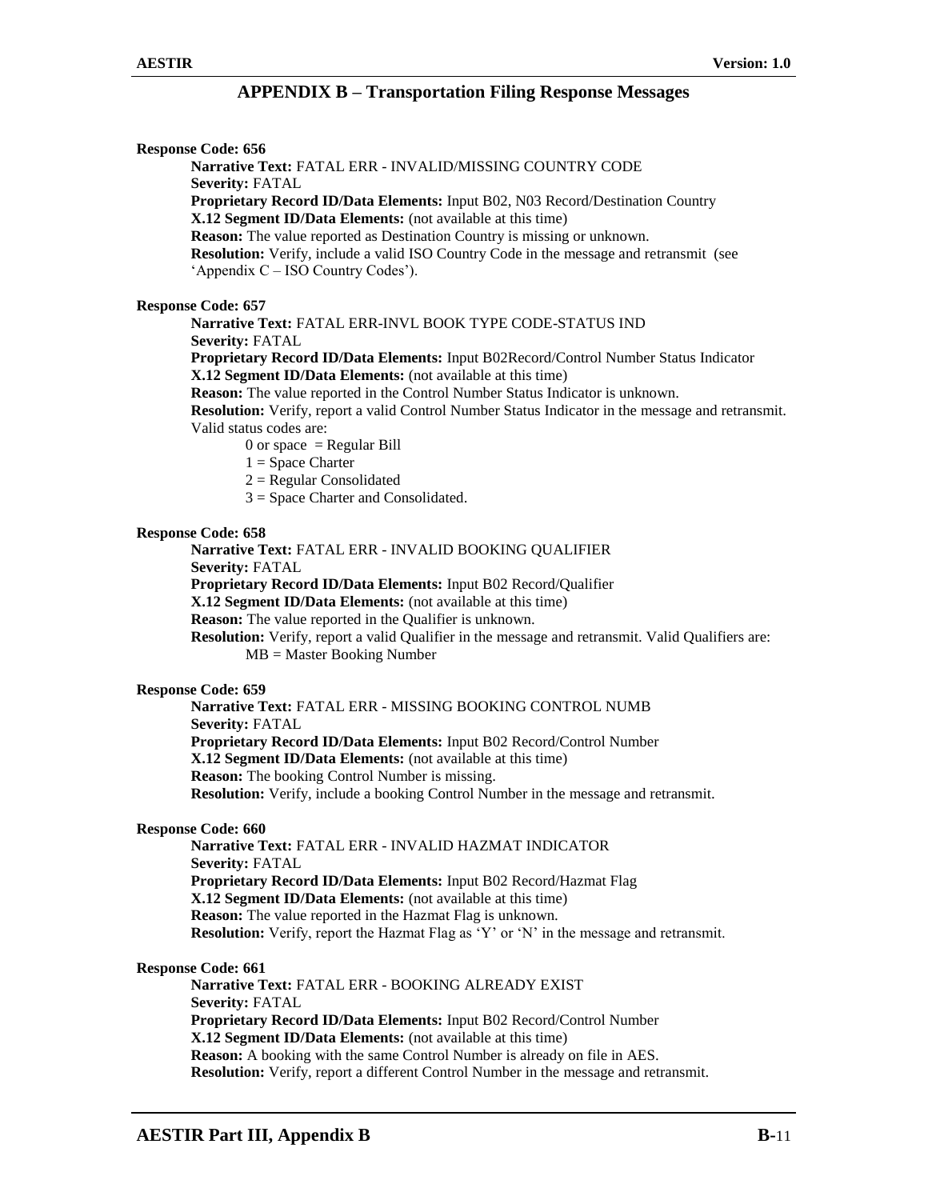# APPENDIX B – Transportation Filing Response Messages

**Response Code: 656**

**Narrative Text:** FATAL ERR - INVALID/MISSING COUNTRY CODE
**Severity:** FATAL
**Proprietary Record ID/Data Elements:** Input B02, N03 Record/Destination Country
**X.12 Segment ID/Data Elements:** (not available at this time)
**Reason:** The value reported as Destination Country is missing or unknown.
**Resolution:** Verify, include a valid ISO Country Code in the message and retransmit (see 'Appendix C – ISO Country Codes').

**Response Code: 657**

**Narrative Text:** FATAL ERR-INVL BOOK TYPE CODE-STATUS IND
**Severity:** FATAL
**Proprietary Record ID/Data Elements:** Input B02Record/Control Number Status Indicator
**X.12 Segment ID/Data Elements:** (not available at this time)
**Reason:** The value reported in the Control Number Status Indicator is unknown.
**Resolution:** Verify, report a valid Control Number Status Indicator in the message and retransmit. Valid status codes are:

- 0 or space = Regular Bill
- 1 = Space Charter
- 2 = Regular Consolidated
- 3 = Space Charter and Consolidated.

**Response Code: 658**

**Narrative Text:** FATAL ERR - INVALID BOOKING QUALIFIER
**Severity:** FATAL
**Proprietary Record ID/Data Elements:** Input B02 Record/Qualifier
**X.12 Segment ID/Data Elements:** (not available at this time)
**Reason:** The value reported in the Qualifier is unknown.
**Resolution:** Verify, report a valid Qualifier in the message and retransmit. Valid Qualifiers are:

- MB = Master Booking Number

**Response Code: 659**

**Narrative Text:** FATAL ERR - MISSING BOOKING CONTROL NUMB
**Severity:** FATAL
**Proprietary Record ID/Data Elements:** Input B02 Record/Control Number
**X.12 Segment ID/Data Elements:** (not available at this time)
**Reason:** The booking Control Number is missing.
**Resolution:** Verify, include a booking Control Number in the message and retransmit.

**Response Code: 660**

**Narrative Text:** FATAL ERR - INVALID HAZMAT INDICATOR
**Severity:** FATAL
**Proprietary Record ID/Data Elements:** Input B02 Record/Hazmat Flag
**X.12 Segment ID/Data Elements:** (not available at this time)
**Reason:** The value reported in the Hazmat Flag is unknown.
**Resolution:** Verify, report the Hazmat Flag as 'Y' or 'N' in the message and retransmit.

**Response Code: 661**

**Narrative Text:** FATAL ERR - BOOKING ALREADY EXIST
**Severity:** FATAL
**Proprietary Record ID/Data Elements:** Input B02 Record/Control Number
**X.12 Segment ID/Data Elements:** (not available at this time)
**Reason:** A booking with the same Control Number is already on file in AES.
**Resolution:** Verify, report a different Control Number in the message and retransmit.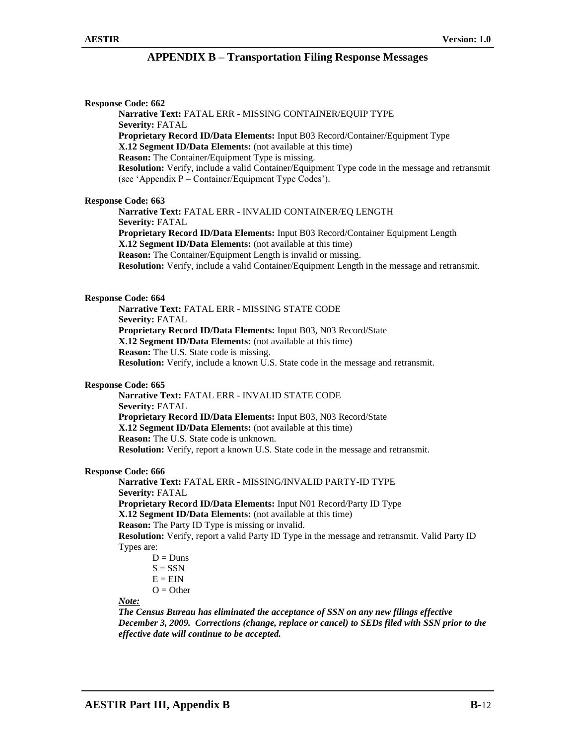# APPENDIX B – Transportation Filing Response Messages

**Response Code: 662**

**Narrative Text:** FATAL ERR - MISSING CONTAINER/EQUIP TYPE
**Severity:** FATAL
**Proprietary Record ID/Data Elements:** Input B03 Record/Container/Equipment Type
**X.12 Segment ID/Data Elements:** (not available at this time)
**Reason:** The Container/Equipment Type is missing.
**Resolution:** Verify, include a valid Container/Equipment Type code in the message and retransmit (see 'Appendix P – Container/Equipment Type Codes').

**Response Code: 663**

**Narrative Text:** FATAL ERR - INVALID CONTAINER/EQ LENGTH
**Severity:** FATAL
**Proprietary Record ID/Data Elements:** Input B03 Record/Container Equipment Length
**X.12 Segment ID/Data Elements:** (not available at this time)
**Reason:** The Container/Equipment Length is invalid or missing.
**Resolution:** Verify, include a valid Container/Equipment Length in the message and retransmit.

**Response Code: 664**

**Narrative Text:** FATAL ERR - MISSING STATE CODE
**Severity:** FATAL
**Proprietary Record ID/Data Elements:** Input B03, N03 Record/State
**X.12 Segment ID/Data Elements:** (not available at this time)
**Reason:** The U.S. State code is missing.
**Resolution:** Verify, include a known U.S. State code in the message and retransmit.

**Response Code: 665**

**Narrative Text:** FATAL ERR - INVALID STATE CODE
**Severity:** FATAL
**Proprietary Record ID/Data Elements:** Input B03, N03 Record/State
**X.12 Segment ID/Data Elements:** (not available at this time)
**Reason:** The U.S. State code is unknown.
**Resolution:** Verify, report a known U.S. State code in the message and retransmit.

**Response Code: 666**

**Narrative Text:** FATAL ERR - MISSING/INVALID PARTY-ID TYPE
**Severity:** FATAL
**Proprietary Record ID/Data Elements:** Input N01 Record/Party ID Type
**X.12 Segment ID/Data Elements:** (not available at this time)
**Reason:** The Party ID Type is missing or invalid.
**Resolution:** Verify, report a valid Party ID Type in the message and retransmit. Valid Party ID Types are:

D = Duns
S = SSN
E = EIN
O = Other

***Note:***
***The Census Bureau has eliminated the acceptance of SSN on any new filings effective December 3, 2009. Corrections (change, replace or cancel) to SEDs filed with SSN prior to the effective date will continue to be accepted.***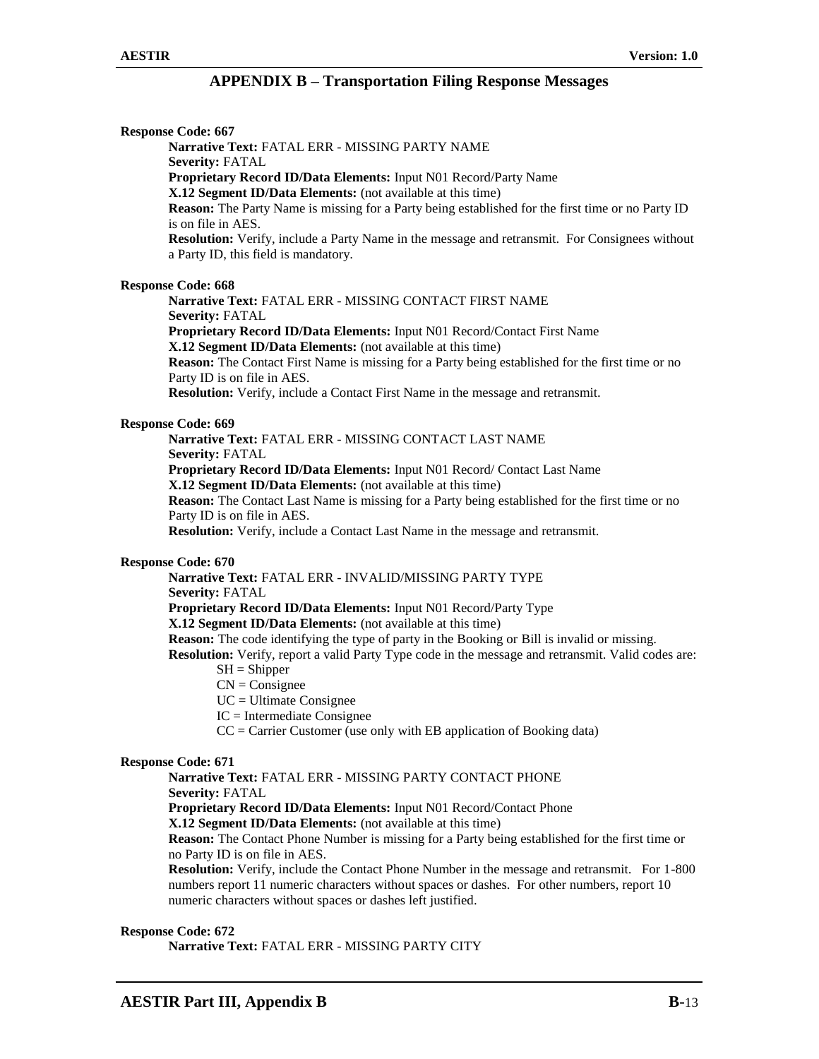## APPENDIX B – Transportation Filing Response Messages

**Response Code: 667**

**Narrative Text:** FATAL ERR - MISSING PARTY NAME
**Severity:** FATAL
**Proprietary Record ID/Data Elements:** Input N01 Record/Party Name
**X.12 Segment ID/Data Elements:** (not available at this time)
**Reason:** The Party Name is missing for a Party being established for the first time or no Party ID is on file in AES.
**Resolution:** Verify, include a Party Name in the message and retransmit. For Consignees without a Party ID, this field is mandatory.

**Response Code: 668**

**Narrative Text:** FATAL ERR - MISSING CONTACT FIRST NAME
**Severity:** FATAL
**Proprietary Record ID/Data Elements:** Input N01 Record/Contact First Name
**X.12 Segment ID/Data Elements:** (not available at this time)
**Reason:** The Contact First Name is missing for a Party being established for the first time or no Party ID is on file in AES.
**Resolution:** Verify, include a Contact First Name in the message and retransmit.

**Response Code: 669**

**Narrative Text:** FATAL ERR - MISSING CONTACT LAST NAME
**Severity:** FATAL
**Proprietary Record ID/Data Elements:** Input N01 Record/ Contact Last Name
**X.12 Segment ID/Data Elements:** (not available at this time)
**Reason:** The Contact Last Name is missing for a Party being established for the first time or no Party ID is on file in AES.
**Resolution:** Verify, include a Contact Last Name in the message and retransmit.

**Response Code: 670**

**Narrative Text:** FATAL ERR - INVALID/MISSING PARTY TYPE
**Severity:** FATAL
**Proprietary Record ID/Data Elements:** Input N01 Record/Party Type
**X.12 Segment ID/Data Elements:** (not available at this time)
**Reason:** The code identifying the type of party in the Booking or Bill is invalid or missing.
**Resolution:** Verify, report a valid Party Type code in the message and retransmit. Valid codes are:

- SH = Shipper
- CN = Consignee
- UC = Ultimate Consignee
- IC = Intermediate Consignee
- CC = Carrier Customer (use only with EB application of Booking data)

**Response Code: 671**

**Narrative Text:** FATAL ERR - MISSING PARTY CONTACT PHONE
**Severity:** FATAL
**Proprietary Record ID/Data Elements:** Input N01 Record/Contact Phone
**X.12 Segment ID/Data Elements:** (not available at this time)
**Reason:** The Contact Phone Number is missing for a Party being established for the first time or no Party ID is on file in AES.
**Resolution:** Verify, include the Contact Phone Number in the message and retransmit. For 1-800 numbers report 11 numeric characters without spaces or dashes. For other numbers, report 10 numeric characters without spaces or dashes left justified.

**Response Code: 672**

**Narrative Text:** FATAL ERR - MISSING PARTY CITY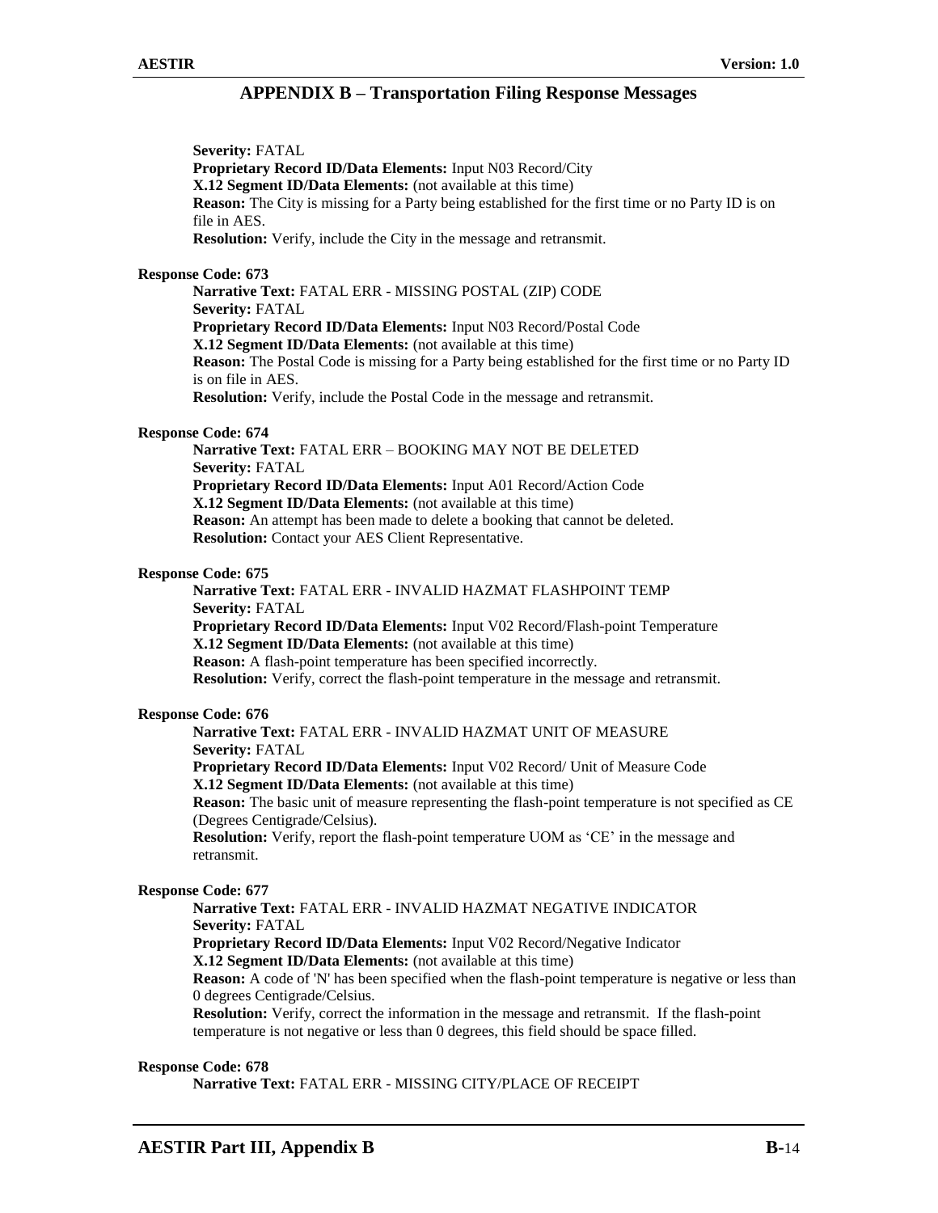**Severity:** FATAL
**Proprietary Record ID/Data Elements:** Input N03 Record/City
**X.12 Segment ID/Data Elements:** (not available at this time)
**Reason:** The City is missing for a Party being established for the first time or no Party ID is on file in AES.
**Resolution:** Verify, include the City in the message and retransmit.

**Response Code: 673**

**Narrative Text:** FATAL ERR - MISSING POSTAL (ZIP) CODE
**Severity:** FATAL
**Proprietary Record ID/Data Elements:** Input N03 Record/Postal Code
**X.12 Segment ID/Data Elements:** (not available at this time)
**Reason:** The Postal Code is missing for a Party being established for the first time or no Party ID is on file in AES.
**Resolution:** Verify, include the Postal Code in the message and retransmit.

**Response Code: 674**

**Narrative Text:** FATAL ERR – BOOKING MAY NOT BE DELETED
**Severity:** FATAL
**Proprietary Record ID/Data Elements:** Input A01 Record/Action Code
**X.12 Segment ID/Data Elements:** (not available at this time)
**Reason:** An attempt has been made to delete a booking that cannot be deleted.
**Resolution:** Contact your AES Client Representative.

**Response Code: 675**

**Narrative Text:** FATAL ERR - INVALID HAZMAT FLASHPOINT TEMP
**Severity:** FATAL
**Proprietary Record ID/Data Elements:** Input V02 Record/Flash-point Temperature
**X.12 Segment ID/Data Elements:** (not available at this time)
**Reason:** A flash-point temperature has been specified incorrectly.
**Resolution:** Verify, correct the flash-point temperature in the message and retransmit.

**Response Code: 676**

**Narrative Text:** FATAL ERR - INVALID HAZMAT UNIT OF MEASURE
**Severity:** FATAL
**Proprietary Record ID/Data Elements:** Input V02 Record/ Unit of Measure Code
**X.12 Segment ID/Data Elements:** (not available at this time)
**Reason:** The basic unit of measure representing the flash-point temperature is not specified as CE (Degrees Centigrade/Celsius).
**Resolution:** Verify, report the flash-point temperature UOM as 'CE' in the message and retransmit.

**Response Code: 677**

**Narrative Text:** FATAL ERR - INVALID HAZMAT NEGATIVE INDICATOR
**Severity:** FATAL
**Proprietary Record ID/Data Elements:** Input V02 Record/Negative Indicator
**X.12 Segment ID/Data Elements:** (not available at this time)
**Reason:** A code of 'N' has been specified when the flash-point temperature is negative or less than 0 degrees Centigrade/Celsius.
**Resolution:** Verify, correct the information in the message and retransmit. If the flash-point temperature is not negative or less than 0 degrees, this field should be space filled.

**Response Code: 678**

**Narrative Text:** FATAL ERR - MISSING CITY/PLACE OF RECEIPT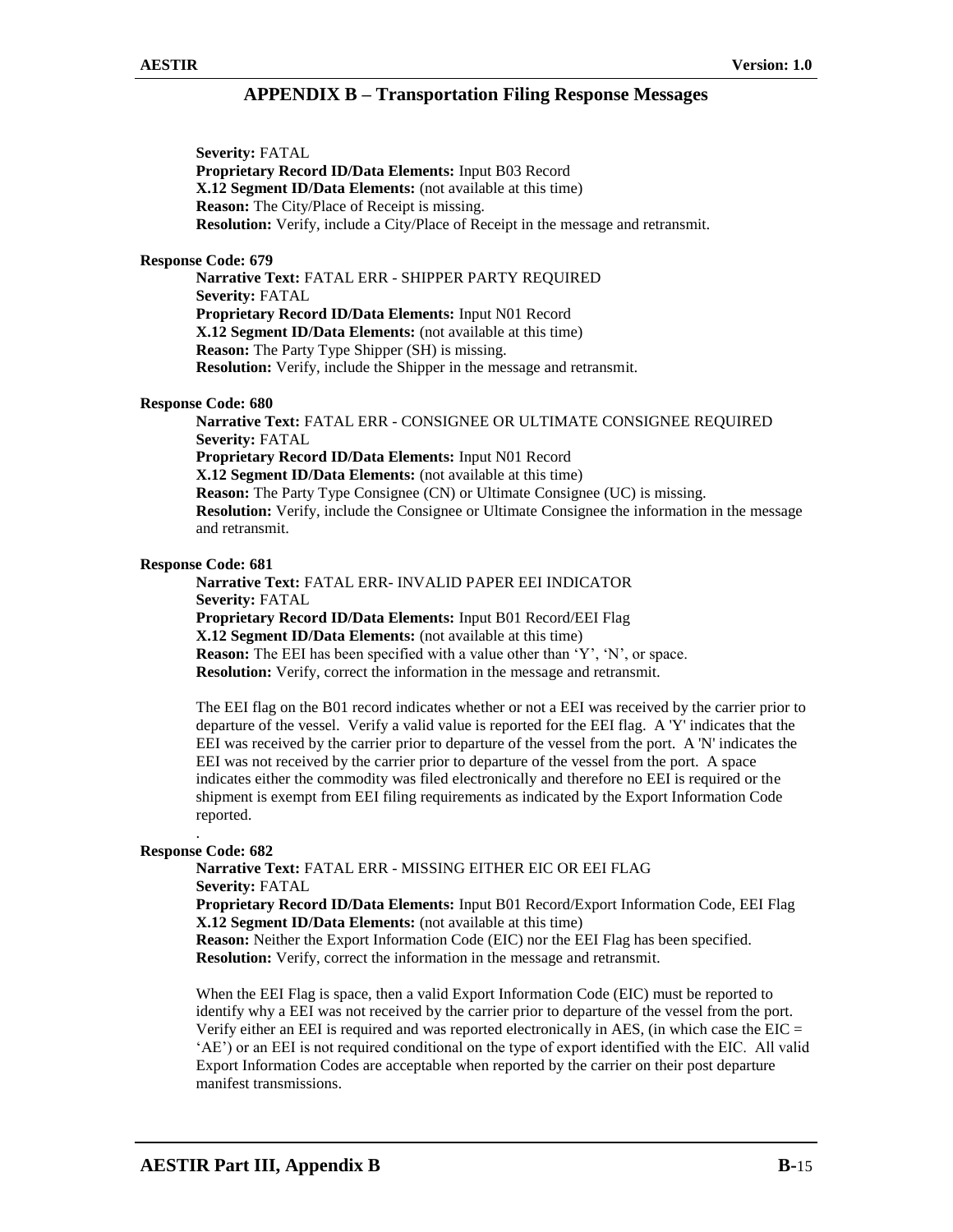**Severity:** FATAL
**Proprietary Record ID/Data Elements:** Input B03 Record
**X.12 Segment ID/Data Elements:** (not available at this time)
**Reason:** The City/Place of Receipt is missing.
**Resolution:** Verify, include a City/Place of Receipt in the message and retransmit.

**Response Code: 679**

**Narrative Text:** FATAL ERR - SHIPPER PARTY REQUIRED
**Severity:** FATAL
**Proprietary Record ID/Data Elements:** Input N01 Record
**X.12 Segment ID/Data Elements:** (not available at this time)
**Reason:** The Party Type Shipper (SH) is missing.
**Resolution:** Verify, include the Shipper in the message and retransmit.

**Response Code: 680**

**Narrative Text:** FATAL ERR - CONSIGNEE OR ULTIMATE CONSIGNEE REQUIRED
**Severity:** FATAL
**Proprietary Record ID/Data Elements:** Input N01 Record
**X.12 Segment ID/Data Elements:** (not available at this time)
**Reason:** The Party Type Consignee (CN) or Ultimate Consignee (UC) is missing.
**Resolution:** Verify, include the Consignee or Ultimate Consignee the information in the message and retransmit.

**Response Code: 681**

**Narrative Text:** FATAL ERR- INVALID PAPER EEI INDICATOR
**Severity:** FATAL
**Proprietary Record ID/Data Elements:** Input B01 Record/EEI Flag
**X.12 Segment ID/Data Elements:** (not available at this time)
**Reason:** The EEI has been specified with a value other than 'Y', 'N', or space.
**Resolution:** Verify, correct the information in the message and retransmit.

The EEI flag on the B01 record indicates whether or not a EEI was received by the carrier prior to departure of the vessel. Verify a valid value is reported for the EEI flag. A 'Y' indicates that the EEI was received by the carrier prior to departure of the vessel from the port. A 'N' indicates the EEI was not received by the carrier prior to departure of the vessel from the port. A space indicates either the commodity was filed electronically and therefore no EEI is required or the shipment is exempt from EEI filing requirements as indicated by the Export Information Code reported.

**Response Code: 682**

**Narrative Text:** FATAL ERR - MISSING EITHER EIC OR EEI FLAG
**Severity:** FATAL
**Proprietary Record ID/Data Elements:** Input B01 Record/Export Information Code, EEI Flag
**X.12 Segment ID/Data Elements:** (not available at this time)
**Reason:** Neither the Export Information Code (EIC) nor the EEI Flag has been specified.
**Resolution:** Verify, correct the information in the message and retransmit.

When the EEI Flag is space, then a valid Export Information Code (EIC) must be reported to identify why a EEI was not received by the carrier prior to departure of the vessel from the port. Verify either an EEI is required and was reported electronically in AES, (in which case the EIC = 'AE') or an EEI is not required conditional on the type of export identified with the EIC. All valid Export Information Codes are acceptable when reported by the carrier on their post departure manifest transmissions.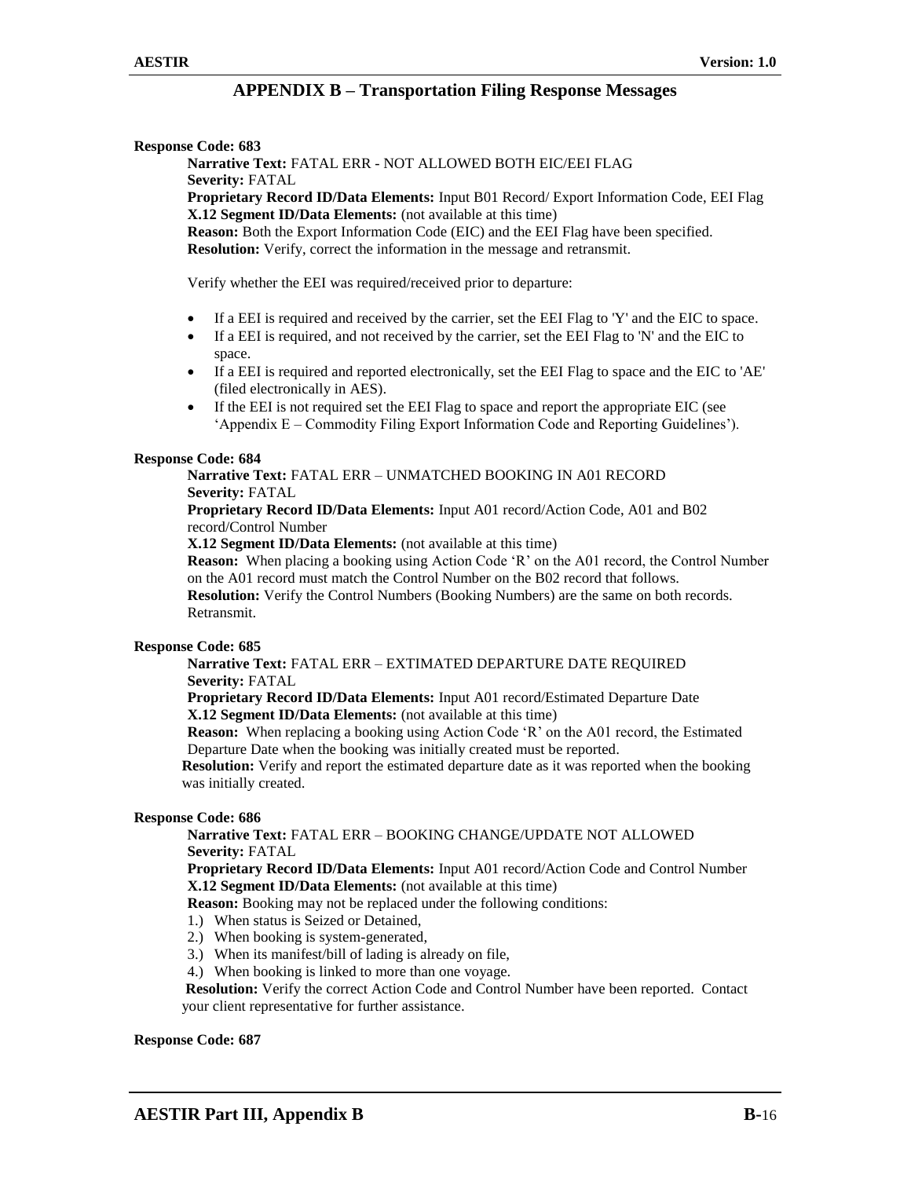# APPENDIX B – Transportation Filing Response Messages

**Response Code: 683**

**Narrative Text:** FATAL ERR - NOT ALLOWED BOTH EIC/EEI FLAG
**Severity:** FATAL
**Proprietary Record ID/Data Elements:** Input B01 Record/ Export Information Code, EEI Flag
**X.12 Segment ID/Data Elements:** (not available at this time)
**Reason:** Both the Export Information Code (EIC) and the EEI Flag have been specified.
**Resolution:** Verify, correct the information in the message and retransmit.

Verify whether the EEI was required/received prior to departure:

- If a EEI is required and received by the carrier, set the EEI Flag to 'Y' and the EIC to space.
- If a EEI is required, and not received by the carrier, set the EEI Flag to 'N' and the EIC to space.
- If a EEI is required and reported electronically, set the EEI Flag to space and the EIC to 'AE' (filed electronically in AES).
- If the EEI is not required set the EEI Flag to space and report the appropriate EIC (see 'Appendix E – Commodity Filing Export Information Code and Reporting Guidelines').

**Response Code: 684**

**Narrative Text:** FATAL ERR – UNMATCHED BOOKING IN A01 RECORD
**Severity:** FATAL
**Proprietary Record ID/Data Elements:** Input A01 record/Action Code, A01 and B02 record/Control Number
**X.12 Segment ID/Data Elements:** (not available at this time)
**Reason:** When placing a booking using Action Code 'R' on the A01 record, the Control Number on the A01 record must match the Control Number on the B02 record that follows.
**Resolution:** Verify the Control Numbers (Booking Numbers) are the same on both records. Retransmit.

**Response Code: 685**

**Narrative Text:** FATAL ERR – EXTIMATED DEPARTURE DATE REQUIRED
**Severity:** FATAL
**Proprietary Record ID/Data Elements:** Input A01 record/Estimated Departure Date
**X.12 Segment ID/Data Elements:** (not available at this time)
**Reason:** When replacing a booking using Action Code 'R' on the A01 record, the Estimated Departure Date when the booking was initially created must be reported.
**Resolution:** Verify and report the estimated departure date as it was reported when the booking was initially created.

**Response Code: 686**

**Narrative Text:** FATAL ERR – BOOKING CHANGE/UPDATE NOT ALLOWED
**Severity:** FATAL
**Proprietary Record ID/Data Elements:** Input A01 record/Action Code and Control Number
**X.12 Segment ID/Data Elements:** (not available at this time)
**Reason:** Booking may not be replaced under the following conditions:

1.) When status is Seized or Detained,
2.) When booking is system-generated,
3.) When its manifest/bill of lading is already on file,
4.) When booking is linked to more than one voyage.

**Resolution:** Verify the correct Action Code and Control Number have been reported. Contact your client representative for further assistance.

**Response Code: 687**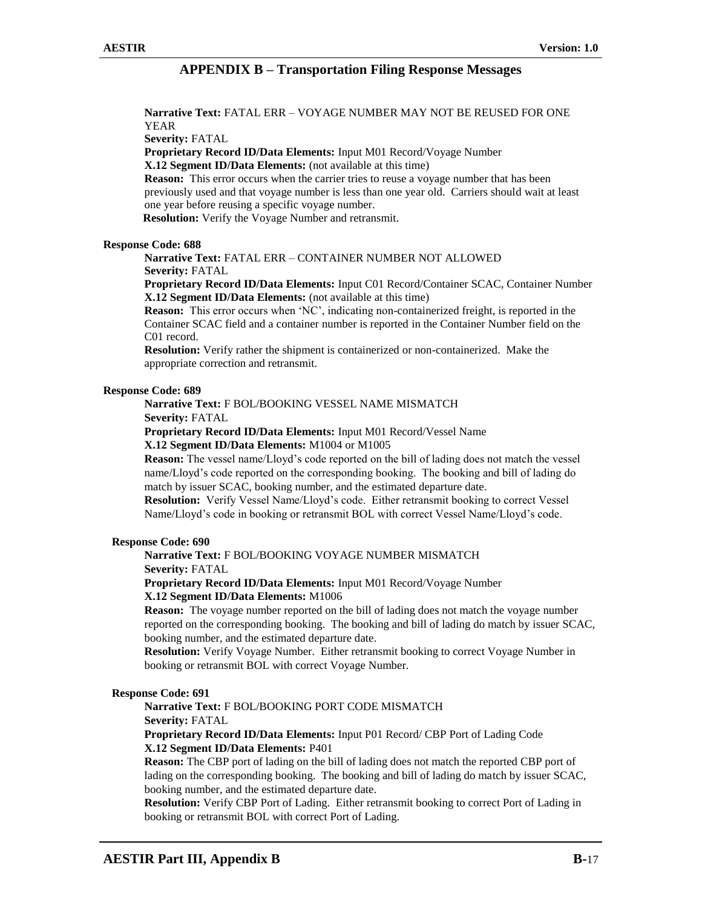## APPENDIX B – Transportation Filing Response Messages

**Narrative Text:** FATAL ERR – VOYAGE NUMBER MAY NOT BE REUSED FOR ONE YEAR
**Severity:** FATAL
**Proprietary Record ID/Data Elements:** Input M01 Record/Voyage Number
**X.12 Segment ID/Data Elements:** (not available at this time)
**Reason:** This error occurs when the carrier tries to reuse a voyage number that has been previously used and that voyage number is less than one year old. Carriers should wait at least one year before reusing a specific voyage number.
**Resolution:** Verify the Voyage Number and retransmit.

**Response Code: 688**

**Narrative Text:** FATAL ERR – CONTAINER NUMBER NOT ALLOWED
**Severity:** FATAL
**Proprietary Record ID/Data Elements:** Input C01 Record/Container SCAC, Container Number
**X.12 Segment ID/Data Elements:** (not available at this time)
**Reason:** This error occurs when 'NC', indicating non-containerized freight, is reported in the Container SCAC field and a container number is reported in the Container Number field on the C01 record.
**Resolution:** Verify rather the shipment is containerized or non-containerized. Make the appropriate correction and retransmit.

**Response Code: 689**

**Narrative Text:** F BOL/BOOKING VESSEL NAME MISMATCH
**Severity:** FATAL
**Proprietary Record ID/Data Elements:** Input M01 Record/Vessel Name
**X.12 Segment ID/Data Elements:** M1004 or M1005
**Reason:** The vessel name/Lloyd's code reported on the bill of lading does not match the vessel name/Lloyd's code reported on the corresponding booking. The booking and bill of lading do match by issuer SCAC, booking number, and the estimated departure date.
**Resolution:** Verify Vessel Name/Lloyd's code. Either retransmit booking to correct Vessel Name/Lloyd's code in booking or retransmit BOL with correct Vessel Name/Lloyd's code.

**Response Code: 690**

**Narrative Text:** F BOL/BOOKING VOYAGE NUMBER MISMATCH
**Severity:** FATAL
**Proprietary Record ID/Data Elements:** Input M01 Record/Voyage Number
**X.12 Segment ID/Data Elements:** M1006
**Reason:** The voyage number reported on the bill of lading does not match the voyage number reported on the corresponding booking. The booking and bill of lading do match by issuer SCAC, booking number, and the estimated departure date.
**Resolution:** Verify Voyage Number. Either retransmit booking to correct Voyage Number in booking or retransmit BOL with correct Voyage Number.

**Response Code: 691**

**Narrative Text:** F BOL/BOOKING PORT CODE MISMATCH
**Severity:** FATAL
**Proprietary Record ID/Data Elements:** Input P01 Record/ CBP Port of Lading Code
**X.12 Segment ID/Data Elements:** P401
**Reason:** The CBP port of lading on the bill of lading does not match the reported CBP port of lading on the corresponding booking. The booking and bill of lading do match by issuer SCAC, booking number, and the estimated departure date.
**Resolution:** Verify CBP Port of Lading. Either retransmit booking to correct Port of Lading in booking or retransmit BOL with correct Port of Lading.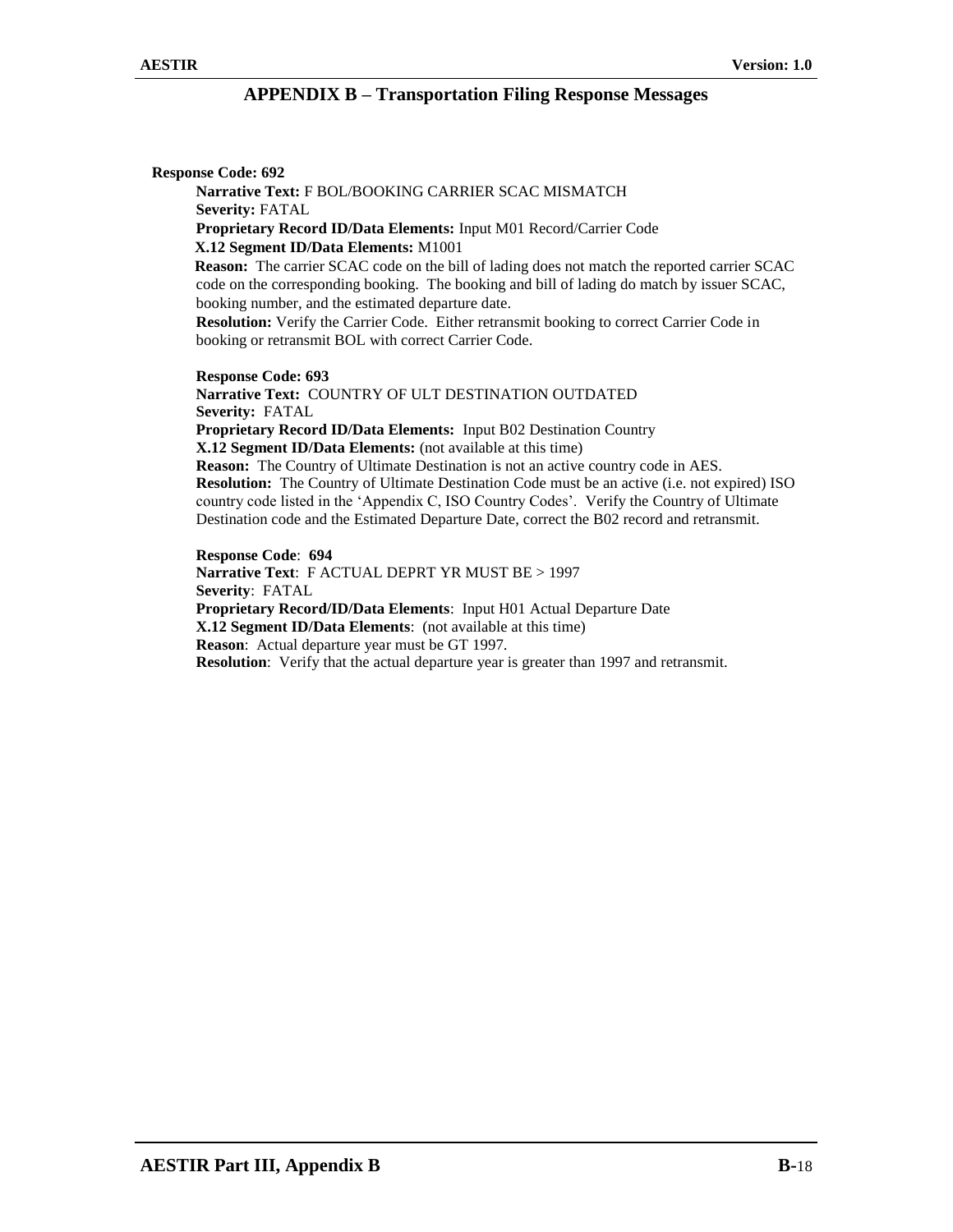## APPENDIX B – Transportation Filing Response Messages

**Response Code: 692**

**Narrative Text:** F BOL/BOOKING CARRIER SCAC MISMATCH
**Severity:** FATAL
**Proprietary Record ID/Data Elements:** Input M01 Record/Carrier Code
**X.12 Segment ID/Data Elements:** M1001
**Reason:** The carrier SCAC code on the bill of lading does not match the reported carrier SCAC code on the corresponding booking. The booking and bill of lading do match by issuer SCAC, booking number, and the estimated departure date.
**Resolution:** Verify the Carrier Code. Either retransmit booking to correct Carrier Code in booking or retransmit BOL with correct Carrier Code.

**Response Code: 693**
**Narrative Text:** COUNTRY OF ULT DESTINATION OUTDATED
**Severity:** FATAL
**Proprietary Record ID/Data Elements:** Input B02 Destination Country
**X.12 Segment ID/Data Elements:** (not available at this time)
**Reason:** The Country of Ultimate Destination is not an active country code in AES.
**Resolution:** The Country of Ultimate Destination Code must be an active (i.e. not expired) ISO country code listed in the 'Appendix C, ISO Country Codes'. Verify the Country of Ultimate Destination code and the Estimated Departure Date, correct the B02 record and retransmit.

**Response Code**: **694**
**Narrative Text**: F ACTUAL DEPRT YR MUST BE > 1997
**Severity**: FATAL
**Proprietary Record/ID/Data Elements**: Input H01 Actual Departure Date
**X.12 Segment ID/Data Elements**: (not available at this time)
**Reason**: Actual departure year must be GT 1997.
**Resolution**: Verify that the actual departure year is greater than 1997 and retransmit.